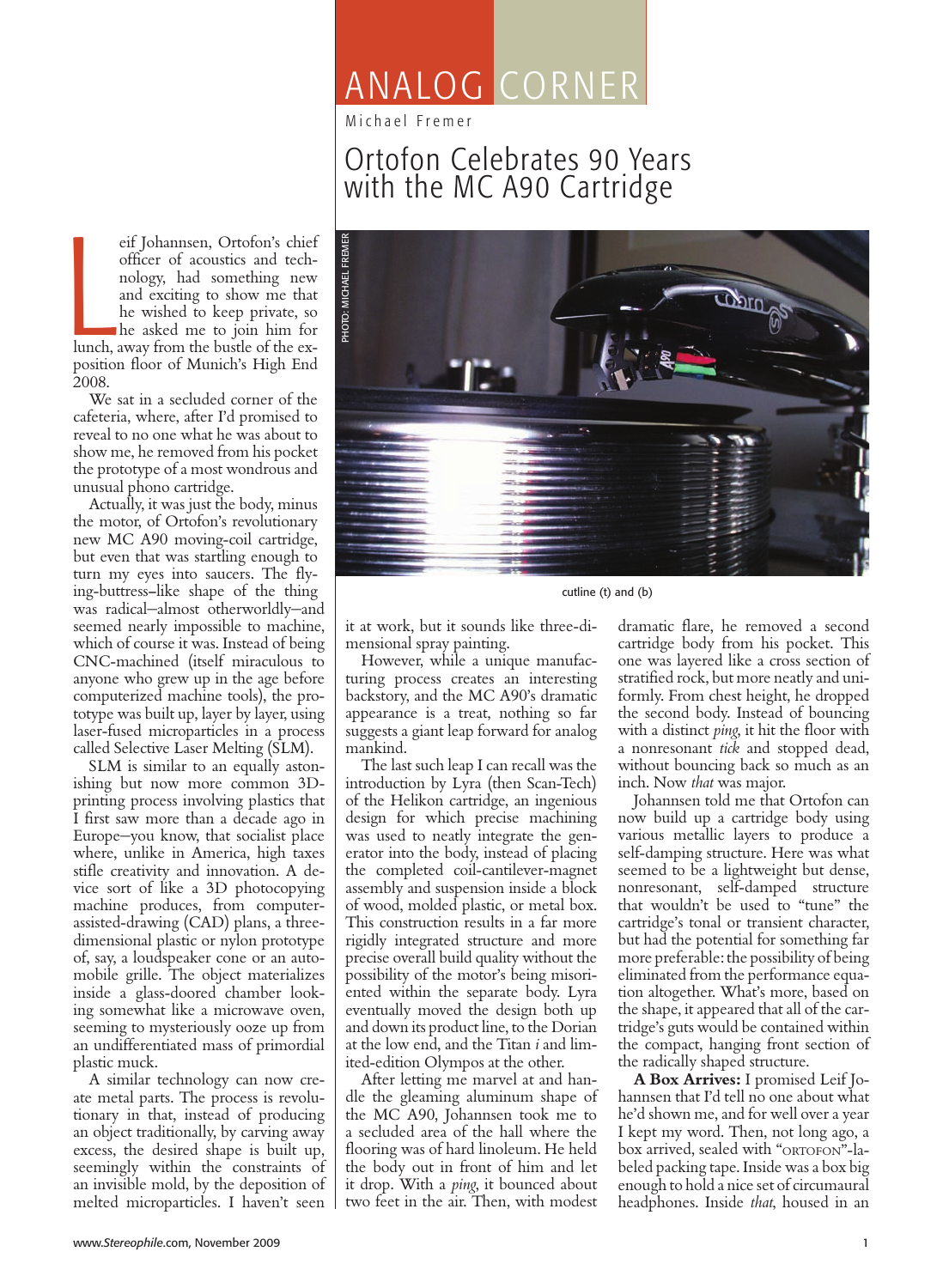# ANALOG CORNER

Michael Fremer

## Ortofon Celebrates 90 Years with the MC A90 Cartridge

PHOTO: MICHAEL FREMER

cutline (t) and (b)

Leif Johannsen, Ortofon's chief officer of acoustics and technology, had something new and exciting to show me that he wished to keep private, so he asked me to join him for lunch, away from the bustle of the exposition floor of Munich's High End 2008.

We sat in a secluded corner of the cafeteria, where, after I'd promised to reveal to no one what he was about to show me, he removed from his pocket the prototype of a most wondrous and unusual phono cartridge.

Actually, it was just the body, minus the motor, of Ortofon's revolutionary new MC A90 moving-coil cartridge, but even that was startling enough to turn my eyes into saucers. The flying-buttress–like shape of the thing was radical—almost otherworldly—and seemed nearly impossible to machine, which of course it was. Instead of being CNC-machined (itself miraculous to anyone who grew up in the age before computerized machine tools), the prototype was built up, layer by layer, using laser-fused microparticles in a process called Selective Laser Melting (SLM).

SLM is similar to an equally astonishing but now more common 3D-printing process involving plastics that I first saw more than a decade ago in Europe—you know, that socialist place where, unlike in America, high taxes stifle creativity and innovation. A device sort of like a 3D photocopying machine produces, from computer-assisted-drawing (CAD) plans, a three-dimensional plastic or nylon prototype of, say, a loudspeaker cone or an automobile grille. The object materializes inside a glass-doored chamber looking somewhat like a microwave oven, seeming to mysteriously ooze up from an undifferentiated mass of primordial plastic muck.

A similar technology can now create metal parts. The process is revolutionary in that, instead of producing an object traditionally, by carving away excess, the desired shape is built up, seemingly within the constraints of an invisible mold, by the deposition of melted microparticles. I haven't seen it at work, but it sounds like three-dimensional spray painting.

However, while a unique manufacturing process creates an interesting backstory, and the MC A90's dramatic appearance is a treat, nothing so far suggests a giant leap forward for analog mankind.

The last such leap I can recall was the introduction by Lyra (then Scan-Tech) of the Helikon cartridge, an ingenious design for which precise machining was used to neatly integrate the generator into the body, instead of placing the completed coil-cantilever-magnet assembly and suspension inside a block of wood, molded plastic, or metal box. This construction results in a far more rigidly integrated structure and more precise overall build quality without the possibility of the motor's being misoriented within the separate body. Lyra eventually moved the design both up and down its product line, to the Dorian at the low end, and the Titan *i* and limited-edition Olympos at the other.

After letting me marvel at and handle the gleaming aluminum shape of the MC A90, Johannsen took me to a secluded area of the hall where the flooring was of hard linoleum. He held the body out in front of him and let it drop. With a *ping*, it bounced about two feet in the air. Then, with modest dramatic flare, he removed a second cartridge body from his pocket. This one was layered like a cross section of stratified rock, but more neatly and uniformly. From chest height, he dropped the second body. Instead of bouncing with a distinct *ping*, it hit the floor with a nonresonant *tick* and stopped dead, without bouncing back so much as an inch. Now *that* was major.

Johannsen told me that Ortofon can now build up a cartridge body using various metallic layers to produce a self-damping structure. Here was what seemed to be a lightweight but dense, nonresonant, self-damped structure that wouldn't be used to "tune" the cartridge's tonal or transient character, but had the potential for something far more preferable: the possibility of being eliminated from the performance equation altogether. What's more, based on the shape, it appeared that all of the cartridge's guts would be contained within the compact, hanging front section of the radically shaped structure.

**A Box Arrives:** I promised Leif Johannsen that I'd tell no one about what he'd shown me, and for well over a year I kept my word. Then, not long ago, a box arrived, sealed with "ORTOFON"-labeled packing tape. Inside was a box big enough to hold a nice set of circumaural headphones. Inside *that*, housed in an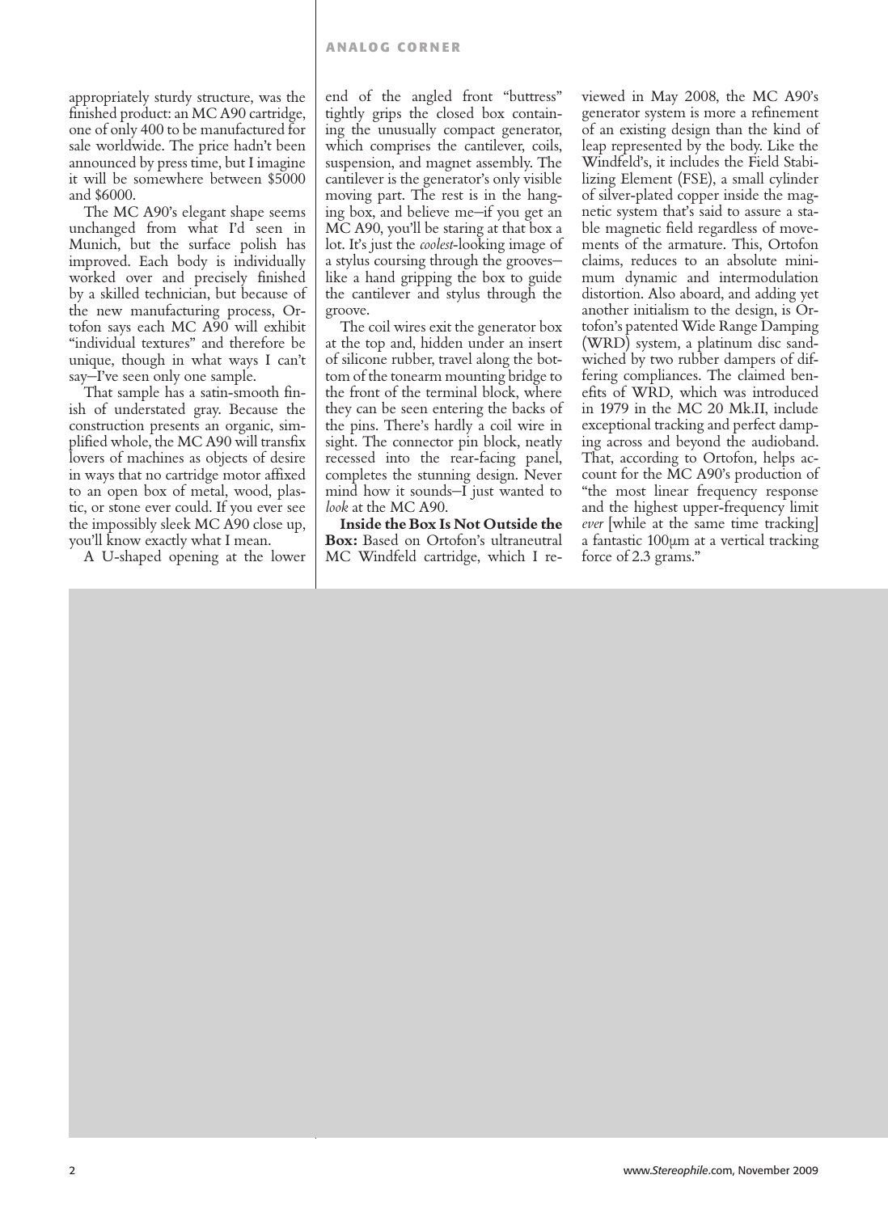appropriately sturdy structure, was the finished product: an MC A90 cartridge, one of only 400 to be manufactured for sale worldwide. The price hadn't been announced by press time, but I imagine it will be somewhere between $5000 and $6000.

The MC A90's elegant shape seems unchanged from what I'd seen in Munich, but the surface polish has improved. Each body is individually worked over and precisely finished by a skilled technician, but because of the new manufacturing process, Ortofon says each MC A90 will exhibit "individual textures" and therefore be unique, though in what ways I can't say—I've seen only one sample.

That sample has a satin-smooth finish of understated gray. Because the construction presents an organic, simplified whole, the MC A90 will transfix lovers of machines as objects of desire in ways that no cartridge motor affixed to an open box of metal, wood, plastic, or stone ever could. If you ever see the impossibly sleek MC A90 close up, you'll know exactly what I mean.

A U-shaped opening at the lower end of the angled front "buttress" tightly grips the closed box containing the unusually compact generator, which comprises the cantilever, coils, suspension, and magnet assembly. The cantilever is the generator's only visible moving part. The rest is in the hanging box, and believe me—if you get an MC A90, you'll be staring at that box a lot. It's just the *coolest*-looking image of a stylus coursing through the grooves—like a hand gripping the box to guide the cantilever and stylus through the groove.

The coil wires exit the generator box at the top and, hidden under an insert of silicone rubber, travel along the bottom of the tonearm mounting bridge to the front of the terminal block, where they can be seen entering the backs of the pins. There's hardly a coil wire in sight. The connector pin block, neatly recessed into the rear-facing panel, completes the stunning design. Never mind how it sounds—I just wanted to *look* at the MC A90.

**Inside the Box Is Not Outside the Box:** Based on Ortofon's ultraneutral MC Windfeld cartridge, which I reviewed in May 2008, the MC A90's generator system is more a refinement of an existing design than the kind of leap represented by the body. Like the Windfeld's, it includes the Field Stabilizing Element (FSE), a small cylinder of silver-plated copper inside the magnetic system that's said to assure a stable magnetic field regardless of movements of the armature. This, Ortofon claims, reduces to an absolute minimum dynamic and intermodulation distortion. Also aboard, and adding yet another initialism to the design, is Ortofon's patented Wide Range Damping (WRD) system, a platinum disc sandwiched by two rubber dampers of differing compliances. The claimed benefits of WRD, which was introduced in 1979 in the MC 20 Mk.II, include exceptional tracking and perfect damping across and beyond the audioband. That, according to Ortofon, helps account for the MC A90's production of "the most linear frequency response and the highest upper-frequency limit *ever* [while at the same time tracking] a fantastic 100µm at a vertical tracking force of 2.3 grams."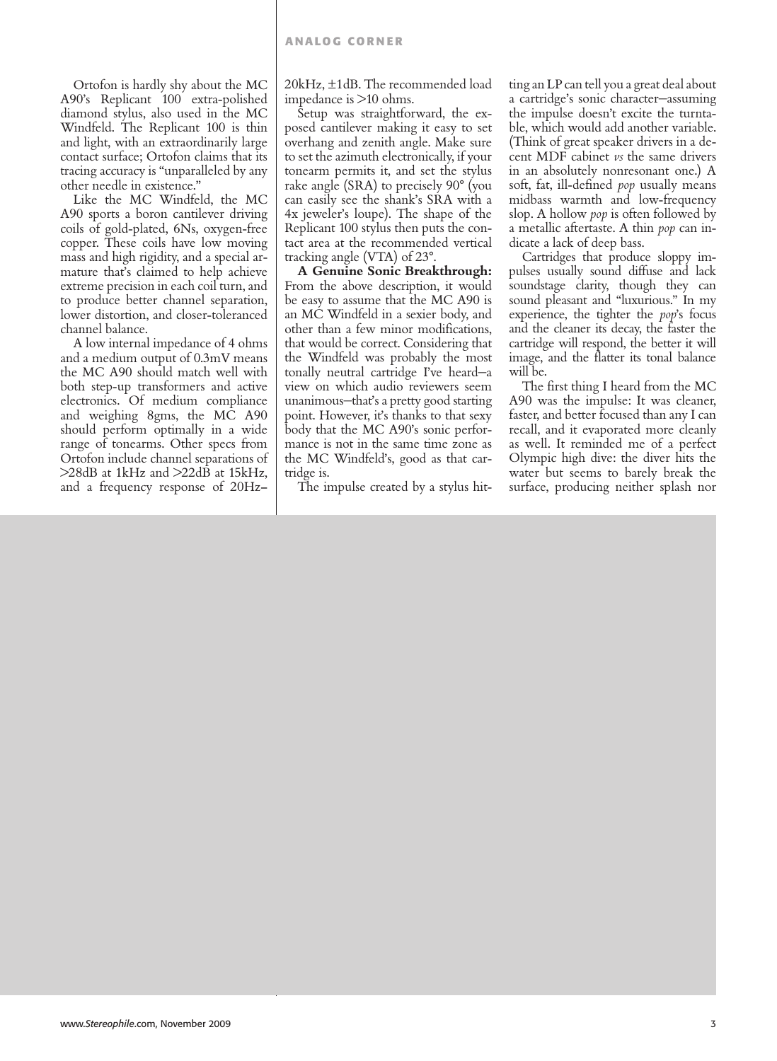Ortofon is hardly shy about the MC A90's Replicant 100 extra-polished diamond stylus, also used in the MC Windfeld. The Replicant 100 is thin and light, with an extraordinarily large contact surface; Ortofon claims that its tracing accuracy is "unparalleled by any other needle in existence."

Like the MC Windfeld, the MC A90 sports a boron cantilever driving coils of gold-plated, 6Ns, oxygen-free copper. These coils have low moving mass and high rigidity, and a special armature that's claimed to help achieve extreme precision in each coil turn, and to produce better channel separation, lower distortion, and closer-toleranced channel balance.

A low internal impedance of 4 ohms and a medium output of 0.3mV means the MC A90 should match well with both step-up transformers and active electronics. Of medium compliance and weighing 8gms, the MC A90 should perform optimally in a wide range of tonearms. Other specs from Ortofon include channel separations of >28dB at 1kHz and >22dB at 15kHz, and a frequency response of 20Hz–20kHz, ±1dB. The recommended load impedance is >10 ohms.

Setup was straightforward, the exposed cantilever making it easy to set overhang and zenith angle. Make sure to set the azimuth electronically, if your tonearm permits it, and set the stylus rake angle (SRA) to precisely 90° (you can easily see the shank's SRA with a 4x jeweler's loupe). The shape of the Replicant 100 stylus then puts the contact area at the recommended vertical tracking angle (VTA) of 23°.

**A Genuine Sonic Breakthrough:** From the above description, it would be easy to assume that the MC A90 is an MC Windfeld in a sexier body, and other than a few minor modifications, that would be correct. Considering that the Windfeld was probably the most tonally neutral cartridge I've heard—a view on which audio reviewers seem unanimous—that's a pretty good starting point. However, it's thanks to that sexy body that the MC A90's sonic performance is not in the same time zone as the MC Windfeld's, good as that cartridge is.

The impulse created by a stylus hitting an LP can tell you a great deal about a cartridge's sonic character—assuming the impulse doesn't excite the turntable, which would add another variable. (Think of great speaker drivers in a decent MDF cabinet *vs* the same drivers in an absolutely nonresonant one.) A soft, fat, ill-defined *pop* usually means midbass warmth and low-frequency slop. A hollow *pop* is often followed by a metallic aftertaste. A thin *pop* can indicate a lack of deep bass.

Cartridges that produce sloppy impulses usually sound diffuse and lack soundstage clarity, though they can sound pleasant and "luxurious." In my experience, the tighter the *pop*'s focus and the cleaner its decay, the faster the cartridge will respond, the better it will image, and the flatter its tonal balance will be.

The first thing I heard from the MC A90 was the impulse: It was cleaner, faster, and better focused than any I can recall, and it evaporated more cleanly as well. It reminded me of a perfect Olympic high dive: the diver hits the water but seems to barely break the surface, producing neither splash nor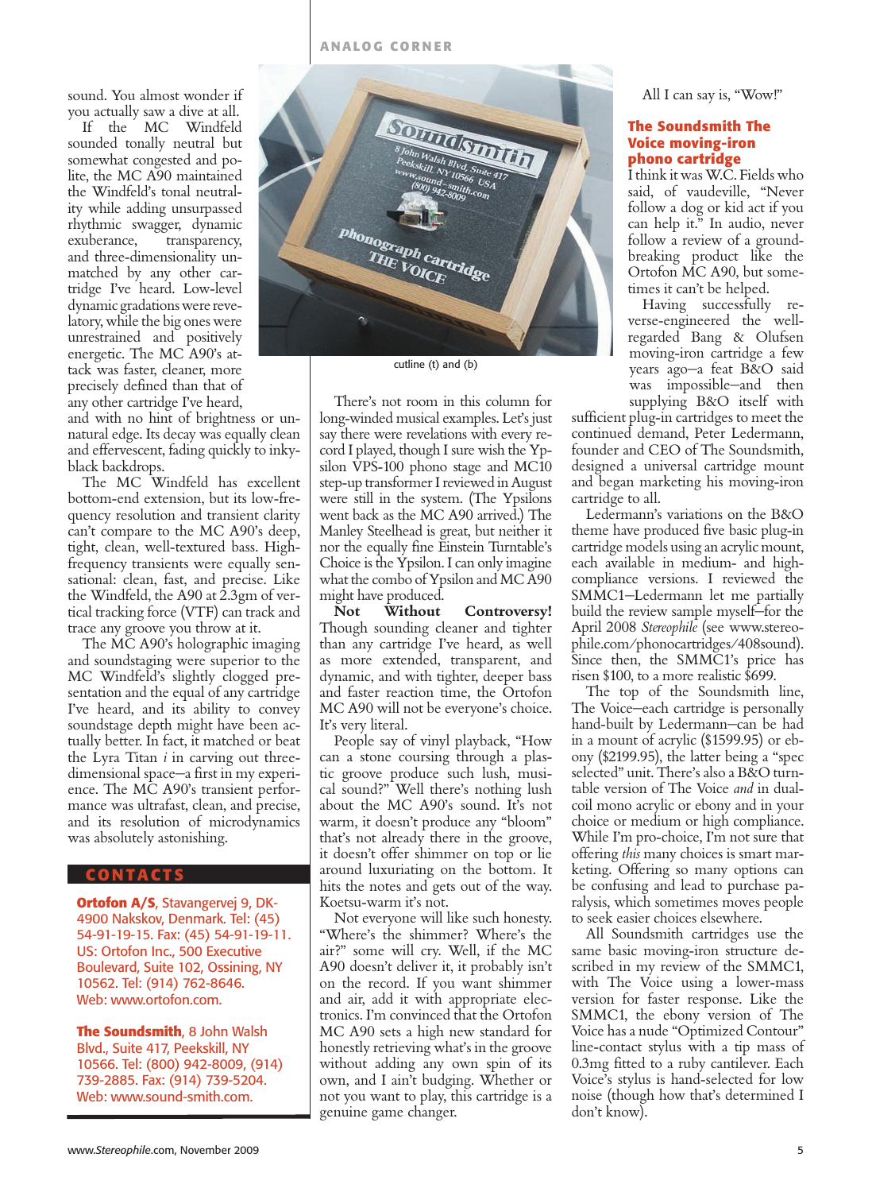sound. You almost wonder if you actually saw a dive at all.

If the MC Windfeld sounded tonally neutral but somewhat congested and polite, the MC A90 maintained the Windfeld's tonal neutrality while adding unsurpassed rhythmic swagger, dynamic exuberance, transparency, and three-dimensionality unmatched by any other cartridge I've heard. Low-level dynamic gradations were revelatory, while the big ones were unrestrained and positively energetic. The MC A90's attack was faster, cleaner, more precisely defined than that of any other cartridge I've heard, and with no hint of brightness or unnatural edge. Its decay was equally clean and effervescent, fading quickly to inky-black backdrops.

The MC Windfeld has excellent bottom-end extension, but its low-frequency resolution and transient clarity can't compare to the MC A90's deep, tight, clean, well-textured bass. High-frequency transients were equally sensational: clean, fast, and precise. Like the Windfeld, the A90 at 2.3gm of vertical tracking force (VTF) can track and trace any groove you throw at it.

The MC A90's holographic imaging and soundstaging were superior to the MC Windfeld's slightly clogged presentation and the equal of any cartridge I've heard, and its ability to convey soundstage depth might have been actually better. In fact, it matched or beat the Lyra Titan *i* in carving out three-dimensional space—a first in my experience. The MC A90's transient performance was ultrafast, clean, and precise, and its resolution of microdynamics was absolutely astonishing.

cutline (t) and (b)

There's not room in this column for long-winded musical examples. Let's just say there were revelations with every record I played, though I sure wish the Ypsilon VPS-100 phono stage and MC10 step-up transformer I reviewed in August were still in the system. (The Ypsilons went back as the MC A90 arrived.) The Manley Steelhead is great, but neither it nor the equally fine Einstein Turntable's Choice is the Ypsilon. I can only imagine what the combo of Ypsilon and MC A90 might have produced.

**Not Without Controversy!** Though sounding cleaner and tighter than any cartridge I've heard, as well as more extended, transparent, and dynamic, and with tighter, deeper bass and faster reaction time, the Ortofon MC A90 will not be everyone's choice. It's very literal.

People say of vinyl playback, "How can a stone coursing through a plastic groove produce such lush, musical sound?" Well there's nothing lush about the MC A90's sound. It's not warm, it doesn't produce any "bloom" that's not already there in the groove, it doesn't offer shimmer on top or lie around luxuriating on the bottom. It hits the notes and gets out of the way. Koetsu-warm it's not.

Not everyone will like such honesty. "Where's the shimmer? Where's the air?" some will cry. Well, if the MC A90 doesn't deliver it, it probably isn't on the record. If you want shimmer and air, add it with appropriate electronics. I'm convinced that the Ortofon MC A90 sets a high new standard for honestly retrieving what's in the groove without adding any own spin of its own, and I ain't budging. Whether or not you want to play, this cartridge is a genuine game changer.

All I can say is, "Wow!"

## The Soundsmith The Voice moving-iron phono cartridge

I think it was W.C. Fields who said, of vaudeville, "Never follow a dog or kid act if you can help it." In audio, never follow a review of a ground-breaking product like the Ortofon MC A90, but sometimes it can't be helped.

Having successfully reverse-engineered the well-regarded Bang & Olufsen moving-iron cartridge a few years ago—a feat B&O said was impossible—and then supplying B&O itself with sufficient plug-in cartridges to meet the continued demand, Peter Ledermann, founder and CEO of The Soundsmith, designed a universal cartridge mount and began marketing his moving-iron cartridge to all.

Ledermann's variations on the B&O theme have produced five basic plug-in cartridge models using an acrylic mount, each available in medium- and high-compliance versions. I reviewed the SMMC1—Ledermann let me partially build the review sample myself—for the April 2008 *Stereophile* (see www.stereophile.com/phonocartridges/408sound). Since then, the SMMC1's price has risen $100, to a more realistic $699.

The top of the Soundsmith line, The Voice—each cartridge is personally hand-built by Ledermann—can be had in a mount of acrylic ($1599.95) or ebony ($2199.95), the latter being a "spec selected" unit. There's also a B&O turntable version of The Voice *and* in dual-coil mono acrylic or ebony and in your choice or medium or high compliance. While I'm pro-choice, I'm not sure that offering *this* many choices is smart marketing. Offering so many options can be confusing and lead to purchase paralysis, which sometimes moves people to seek easier choices elsewhere.

All Soundsmith cartridges use the same basic moving-iron structure described in my review of the SMMC1, with The Voice using a lower-mass version for faster response. Like the SMMC1, the ebony version of The Voice has a nude "Optimized Contour" line-contact stylus with a tip mass of 0.3mg fitted to a ruby cantilever. Each Voice's stylus is hand-selected for low noise (though how that's determined I don't know).

### CONTACTS

**Ortofon A/S**, Stavangervej 9, DK-4900 Nakskov, Denmark. Tel: (45) 54-91-19-15. Fax: (45) 54-91-19-11. US: Ortofon Inc., 500 Executive Boulevard, Suite 102, Ossining, NY 10562. Tel: (914) 762-8646. Web: www.ortofon.com.

**The Soundsmith**, 8 John Walsh Blvd., Suite 417, Peekskill, NY 10566. Tel: (800) 942-8009, (914) 739-2885. Fax: (914) 739-5204. Web: www.sound-smith.com.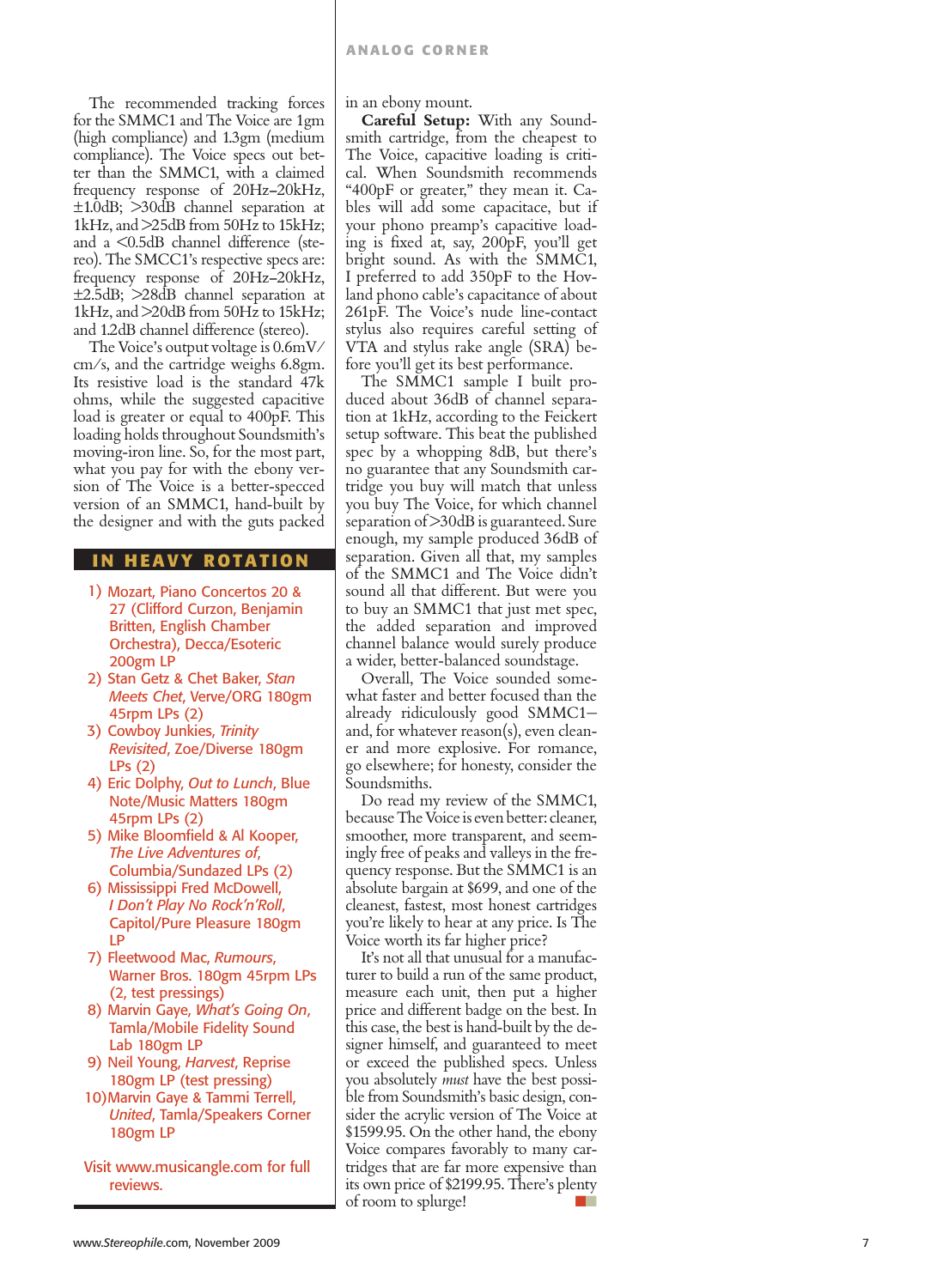The recommended tracking forces for the SMMC1 and The Voice are 1gm (high compliance) and 1.3gm (medium compliance). The Voice specs out better than the SMMC1, with a claimed frequency response of 20Hz–20kHz, ±1.0dB; >30dB channel separation at 1kHz, and >25dB from 50Hz to 15kHz; and a <0.5dB channel difference (stereo). The SMCC1's respective specs are: frequency response of 20Hz–20kHz, ±2.5dB; >28dB channel separation at 1kHz, and >20dB from 50Hz to 15kHz; and 1.2dB channel difference (stereo).

The Voice's output voltage is 0.6mV/cm/s, and the cartridge weighs 6.8gm. Its resistive load is the standard 47k ohms, while the suggested capacitive load is greater or equal to 400pF. This loading holds throughout Soundsmith's moving-iron line. So, for the most part, what you pay for with the ebony version of The Voice is a better-specced version of an SMMC1, hand-built by the designer and with the guts packed in an ebony mount.

**Careful Setup:** With any Soundsmith cartridge, from the cheapest to The Voice, capacitive loading is critical. When Soundsmith recommends "400pF or greater," they mean it. Cables will add some capacitace, but if your phono preamp's capacitive loading is fixed at, say, 200pF, you'll get bright sound. As with the SMMC1, I preferred to add 350pF to the Hovland phono cable's capacitance of about 261pF. The Voice's nude line-contact stylus also requires careful setting of VTA and stylus rake angle (SRA) before you'll get its best performance.

The SMMC1 sample I built produced about 36dB of channel separation at 1kHz, according to the Feickert setup software. This beat the published spec by a whopping 8dB, but there's no guarantee that any Soundsmith cartridge you buy will match that unless you buy The Voice, for which channel separation of >30dB is guaranteed. Sure enough, my sample produced 36dB of separation. Given all that, my samples of the SMMC1 and The Voice didn't sound all that different. But were you to buy an SMMC1 that just met spec, the added separation and improved channel balance would surely produce a wider, better-balanced soundstage.

Overall, The Voice sounded somewhat faster and better focused than the already ridiculously good SMMC1—and, for whatever reason(s), even cleaner and more explosive. For romance, go elsewhere; for honesty, consider the Soundsmiths.

Do read my review of the SMMC1, because The Voice is even better: cleaner, smoother, more transparent, and seemingly free of peaks and valleys in the frequency response. But the SMMC1 is an absolute bargain at $699, and one of the cleanest, fastest, most honest cartridges you're likely to hear at any price. Is The Voice worth its far higher price?

It's not all that unusual for a manufacturer to build a run of the same product, measure each unit, then put a higher price and different badge on the best. In this case, the best is hand-built by the designer himself, and guaranteed to meet or exceed the published specs. Unless you absolutely *must* have the best possible from Soundsmith's basic design, consider the acrylic version of The Voice at $1599.95. On the other hand, the ebony Voice compares favorably to many cartridges that are far more expensive than its own price of $2199.95. There's plenty of room to splurge!

## IN HEAVY ROTATION

1) Mozart, Piano Concertos 20 & 27 (Clifford Curzon, Benjamin Britten, English Chamber Orchestra), Decca/Esoteric 200gm LP
2) Stan Getz & Chet Baker, *Stan Meets Chet*, Verve/ORG 180gm 45rpm LPs (2)
3) Cowboy Junkies, *Trinity Revisited*, Zoe/Diverse 180gm LPs (2)
4) Eric Dolphy, *Out to Lunch*, Blue Note/Music Matters 180gm 45rpm LPs (2)
5) Mike Bloomfield & Al Kooper, *The Live Adventures of*, Columbia/Sundazed LPs (2)
6) Mississippi Fred McDowell, *I Don't Play No Rock'n'Roll*, Capitol/Pure Pleasure 180gm LP
7) Fleetwood Mac, *Rumours*, Warner Bros. 180gm 45rpm LPs (2, test pressings)
8) Marvin Gaye, *What's Going On*, Tamla/Mobile Fidelity Sound Lab 180gm LP
9) Neil Young, *Harvest*, Reprise 180gm LP (test pressing)
10) Marvin Gaye & Tammi Terrell, *United*, Tamla/Speakers Corner 180gm LP

Visit www.musicangle.com for full reviews.